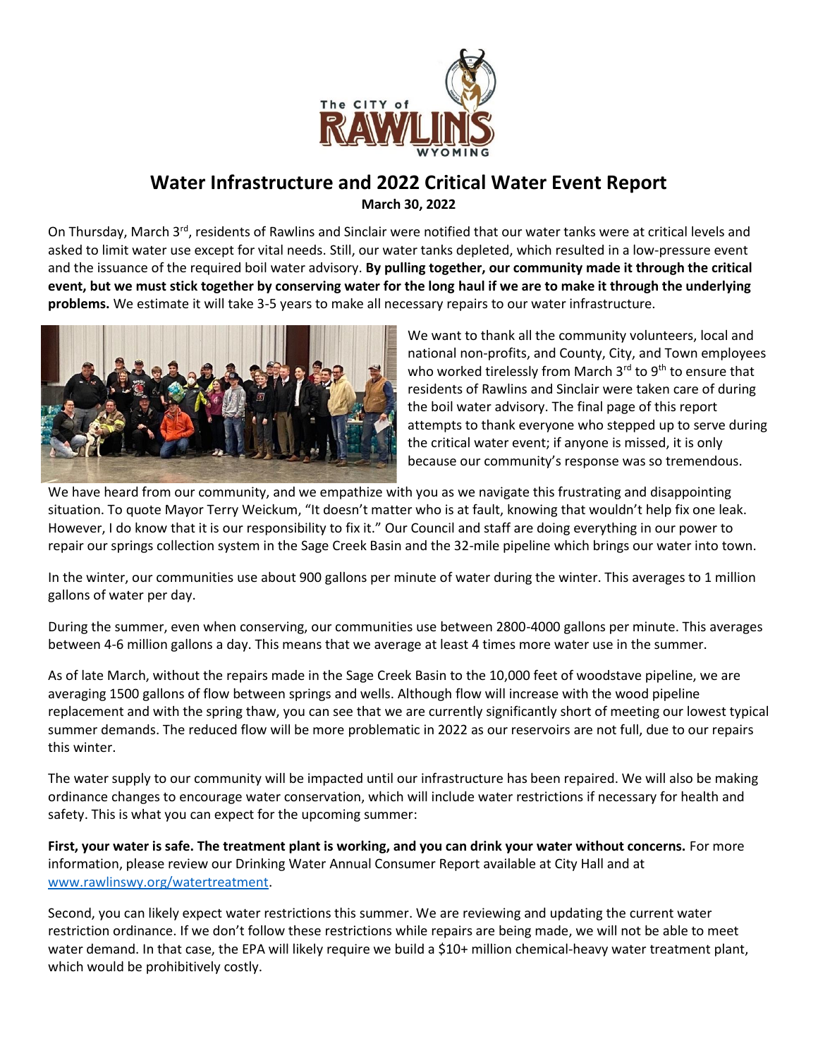# Water Infrastructure and 2022 Critical Water Event Report

**March 30, 2022**

On Thursday, March 3rd, residents of Rawlins and Sinclair were notified that our water tanks were at critical levels and asked to limit water use except for vital needs. Still, our water tanks depleted, which resulted in a low-pressure event and the issuance of the required boil water advisory. **By pulling together, our community made it through the critical event, but we must stick together by conserving water for the long haul if we are to make it through the underlying problems.** We estimate it will take 3-5 years to make all necessary repairs to our water infrastructure.

We want to thank all the community volunteers, local and national non-profits, and County, City, and Town employees who worked tirelessly from March 3rd to 9th to ensure that residents of Rawlins and Sinclair were taken care of during the boil water advisory. The final page of this report attempts to thank everyone who stepped up to serve during the critical water event; if anyone is missed, it is only because our community's response was so tremendous.

We have heard from our community, and we empathize with you as we navigate this frustrating and disappointing situation. To quote Mayor Terry Weickum, "It doesn't matter who is at fault, knowing that wouldn't help fix one leak. However, I do know that it is our responsibility to fix it." Our Council and staff are doing everything in our power to repair our springs collection system in the Sage Creek Basin and the 32-mile pipeline which brings our water into town.

In the winter, our communities use about 900 gallons per minute of water during the winter. This averages to 1 million gallons of water per day.

During the summer, even when conserving, our communities use between 2800-4000 gallons per minute. This averages between 4-6 million gallons a day. This means that we average at least 4 times more water use in the summer.

As of late March, without the repairs made in the Sage Creek Basin to the 10,000 feet of woodstave pipeline, we are averaging 1500 gallons of flow between springs and wells. Although flow will increase with the wood pipeline replacement and with the spring thaw, you can see that we are currently significantly short of meeting our lowest typical summer demands. The reduced flow will be more problematic in 2022 as our reservoirs are not full, due to our repairs this winter.

The water supply to our community will be impacted until our infrastructure has been repaired. We will also be making ordinance changes to encourage water conservation, which will include water restrictions if necessary for health and safety. This is what you can expect for the upcoming summer:

**First, your water is safe. The treatment plant is working, and you can drink your water without concerns.** For more information, please review our Drinking Water Annual Consumer Report available at City Hall and at [www.rawlinswy.org/watertreatment](http://www.rawlinswy.org/watertreatment).

Second, you can likely expect water restrictions this summer. We are reviewing and updating the current water restriction ordinance. If we don't follow these restrictions while repairs are being made, we will not be able to meet water demand. In that case, the EPA will likely require we build a $10+ million chemical-heavy water treatment plant, which would be prohibitively costly.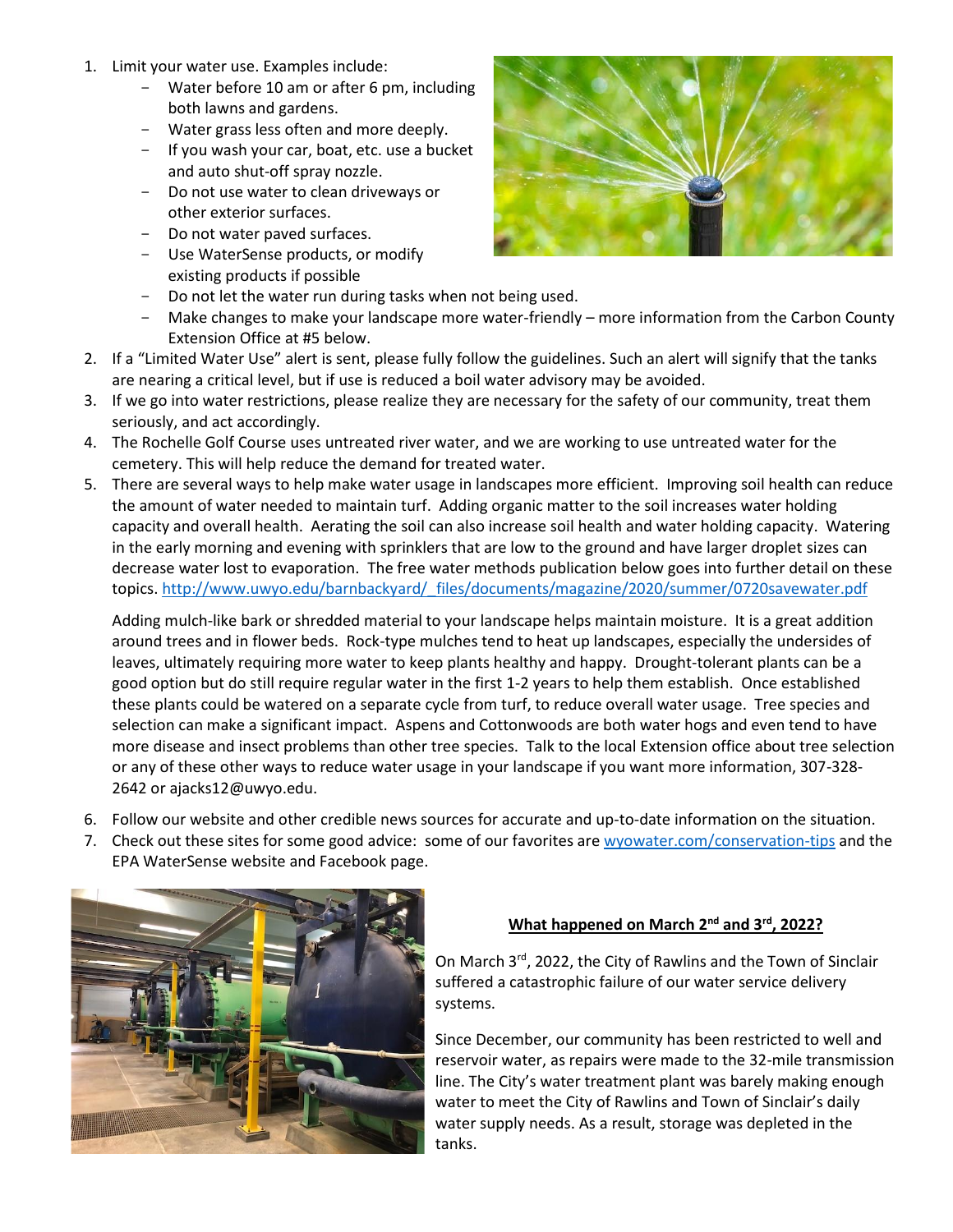1. Limit your water use. Examples include:
   - Water before 10 am or after 6 pm, including both lawns and gardens.
   - Water grass less often and more deeply.
   - If you wash your car, boat, etc. use a bucket and auto shut-off spray nozzle.
   - Do not use water to clean driveways or other exterior surfaces.
   - Do not water paved surfaces.
   - Use WaterSense products, or modify existing products if possible
   - Do not let the water run during tasks when not being used.
   - Make changes to make your landscape more water-friendly – more information from the Carbon County Extension Office at #5 below.
2. If a "Limited Water Use" alert is sent, please fully follow the guidelines. Such an alert will signify that the tanks are nearing a critical level, but if use is reduced a boil water advisory may be avoided.
3. If we go into water restrictions, please realize they are necessary for the safety of our community, treat them seriously, and act accordingly.
4. The Rochelle Golf Course uses untreated river water, and we are working to use untreated water for the cemetery. This will help reduce the demand for treated water.
5. There are several ways to help make water usage in landscapes more efficient. Improving soil health can reduce the amount of water needed to maintain turf. Adding organic matter to the soil increases water holding capacity and overall health. Aerating the soil can also increase soil health and water holding capacity. Watering in the early morning and evening with sprinklers that are low to the ground and have larger droplet sizes can decrease water lost to evaporation. The free water methods publication below goes into further detail on these topics. http://www.uwyo.edu/barnbackyard/_files/documents/magazine/2020/summer/0720savewater.pdf

   Adding mulch-like bark or shredded material to your landscape helps maintain moisture. It is a great addition around trees and in flower beds. Rock-type mulches tend to heat up landscapes, especially the undersides of leaves, ultimately requiring more water to keep plants healthy and happy. Drought-tolerant plants can be a good option but do still require regular water in the first 1-2 years to help them establish. Once established these plants could be watered on a separate cycle from turf, to reduce overall water usage. Tree species and selection can make a significant impact. Aspens and Cottonwoods are both water hogs and even tend to have more disease and insect problems than other tree species. Talk to the local Extension office about tree selection or any of these other ways to reduce water usage in your landscape if you want more information, 307-328-2642 or ajacks12@uwyo.edu.

6. Follow our website and other credible news sources for accurate and up-to-date information on the situation.
7. Check out these sites for some good advice: some of our favorites are wyowater.com/conservation-tips and the EPA WaterSense website and Facebook page.

## What happened on March 2nd and 3rd, 2022?

On March 3rd, 2022, the City of Rawlins and the Town of Sinclair suffered a catastrophic failure of our water service delivery systems.

Since December, our community has been restricted to well and reservoir water, as repairs were made to the 32-mile transmission line. The City's water treatment plant was barely making enough water to meet the City of Rawlins and Town of Sinclair's daily water supply needs. As a result, storage was depleted in the tanks.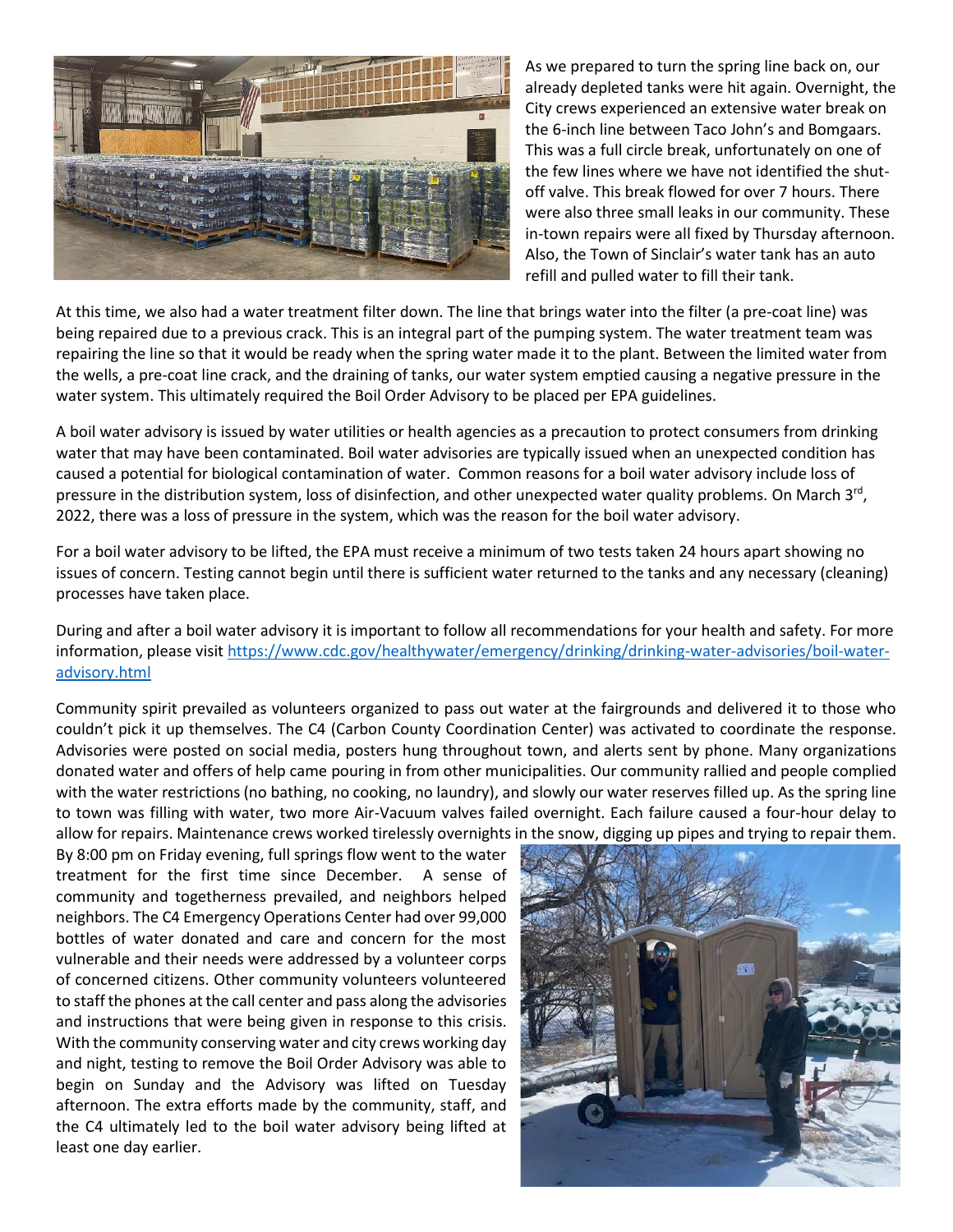As we prepared to turn the spring line back on, our already depleted tanks were hit again. Overnight, the City crews experienced an extensive water break on the 6-inch line between Taco John's and Bomgaars. This was a full circle break, unfortunately on one of the few lines where we have not identified the shut-off valve. This break flowed for over 7 hours. There were also three small leaks in our community. These in-town repairs were all fixed by Thursday afternoon. Also, the Town of Sinclair's water tank has an auto refill and pulled water to fill their tank.

At this time, we also had a water treatment filter down. The line that brings water into the filter (a pre-coat line) was being repaired due to a previous crack. This is an integral part of the pumping system. The water treatment team was repairing the line so that it would be ready when the spring water made it to the plant. Between the limited water from the wells, a pre-coat line crack, and the draining of tanks, our water system emptied causing a negative pressure in the water system. This ultimately required the Boil Order Advisory to be placed per EPA guidelines.

A boil water advisory is issued by water utilities or health agencies as a precaution to protect consumers from drinking water that may have been contaminated. Boil water advisories are typically issued when an unexpected condition has caused a potential for biological contamination of water. Common reasons for a boil water advisory include loss of pressure in the distribution system, loss of disinfection, and other unexpected water quality problems. On March 3rd, 2022, there was a loss of pressure in the system, which was the reason for the boil water advisory.

For a boil water advisory to be lifted, the EPA must receive a minimum of two tests taken 24 hours apart showing no issues of concern. Testing cannot begin until there is sufficient water returned to the tanks and any necessary (cleaning) processes have taken place.

During and after a boil water advisory it is important to follow all recommendations for your health and safety. For more information, please visit [https://www.cdc.gov/healthywater/emergency/drinking/drinking-water-advisories/boil-water-advisory.html](https://www.cdc.gov/healthywater/emergency/drinking/drinking-water-advisories/boil-water-advisory.html)

Community spirit prevailed as volunteers organized to pass out water at the fairgrounds and delivered it to those who couldn't pick it up themselves. The C4 (Carbon County Coordination Center) was activated to coordinate the response. Advisories were posted on social media, posters hung throughout town, and alerts sent by phone. Many organizations donated water and offers of help came pouring in from other municipalities. Our community rallied and people complied with the water restrictions (no bathing, no cooking, no laundry), and slowly our water reserves filled up. As the spring line to town was filling with water, two more Air-Vacuum valves failed overnight. Each failure caused a four-hour delay to allow for repairs. Maintenance crews worked tirelessly overnights in the snow, digging up pipes and trying to repair them. By 8:00 pm on Friday evening, full springs flow went to the water treatment for the first time since December. A sense of community and togetherness prevailed, and neighbors helped neighbors. The C4 Emergency Operations Center had over 99,000 bottles of water donated and care and concern for the most vulnerable and their needs were addressed by a volunteer corps of concerned citizens. Other community volunteers volunteered to staff the phones at the call center and pass along the advisories and instructions that were being given in response to this crisis. With the community conserving water and city crews working day and night, testing to remove the Boil Order Advisory was able to begin on Sunday and the Advisory was lifted on Tuesday afternoon. The extra efforts made by the community, staff, and the C4 ultimately led to the boil water advisory being lifted at least one day earlier.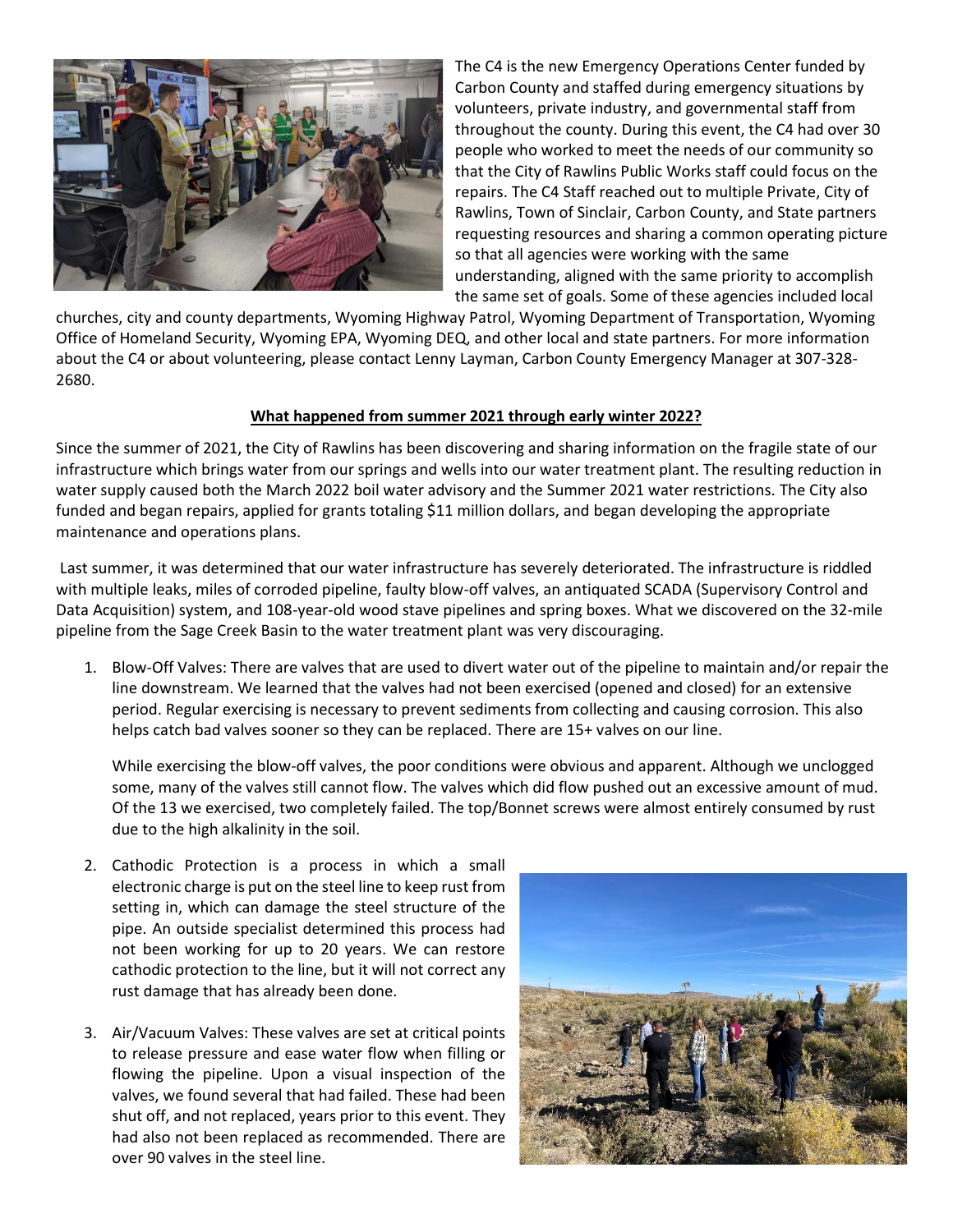The C4 is the new Emergency Operations Center funded by Carbon County and staffed during emergency situations by volunteers, private industry, and governmental staff from throughout the county. During this event, the C4 had over 30 people who worked to meet the needs of our community so that the City of Rawlins Public Works staff could focus on the repairs. The C4 Staff reached out to multiple Private, City of Rawlins, Town of Sinclair, Carbon County, and State partners requesting resources and sharing a common operating picture so that all agencies were working with the same understanding, aligned with the same priority to accomplish the same set of goals. Some of these agencies included local churches, city and county departments, Wyoming Highway Patrol, Wyoming Department of Transportation, Wyoming Office of Homeland Security, Wyoming EPA, Wyoming DEQ, and other local and state partners. For more information about the C4 or about volunteering, please contact Lenny Layman, Carbon County Emergency Manager at 307-328-2680.

**What happened from summer 2021 through early winter 2022?**

Since the summer of 2021, the City of Rawlins has been discovering and sharing information on the fragile state of our infrastructure which brings water from our springs and wells into our water treatment plant. The resulting reduction in water supply caused both the March 2022 boil water advisory and the Summer 2021 water restrictions. The City also funded and began repairs, applied for grants totaling $11 million dollars, and began developing the appropriate maintenance and operations plans.

Last summer, it was determined that our water infrastructure has severely deteriorated. The infrastructure is riddled with multiple leaks, miles of corroded pipeline, faulty blow-off valves, an antiquated SCADA (Supervisory Control and Data Acquisition) system, and 108-year-old wood stave pipelines and spring boxes. What we discovered on the 32-mile pipeline from the Sage Creek Basin to the water treatment plant was very discouraging.

1. Blow-Off Valves: There are valves that are used to divert water out of the pipeline to maintain and/or repair the line downstream. We learned that the valves had not been exercised (opened and closed) for an extensive period. Regular exercising is necessary to prevent sediments from collecting and causing corrosion. This also helps catch bad valves sooner so they can be replaced. There are 15+ valves on our line.

   While exercising the blow-off valves, the poor conditions were obvious and apparent. Although we unclogged some, many of the valves still cannot flow. The valves which did flow pushed out an excessive amount of mud. Of the 13 we exercised, two completely failed. The top/Bonnet screws were almost entirely consumed by rust due to the high alkalinity in the soil.

2. Cathodic Protection is a process in which a small electronic charge is put on the steel line to keep rust from setting in, which can damage the steel structure of the pipe. An outside specialist determined this process had not been working for up to 20 years. We can restore cathodic protection to the line, but it will not correct any rust damage that has already been done.

3. Air/Vacuum Valves: These valves are set at critical points to release pressure and ease water flow when filling or flowing the pipeline. Upon a visual inspection of the valves, we found several that had failed. These had been shut off, and not replaced, years prior to this event. They had also not been replaced as recommended. There are over 90 valves in the steel line.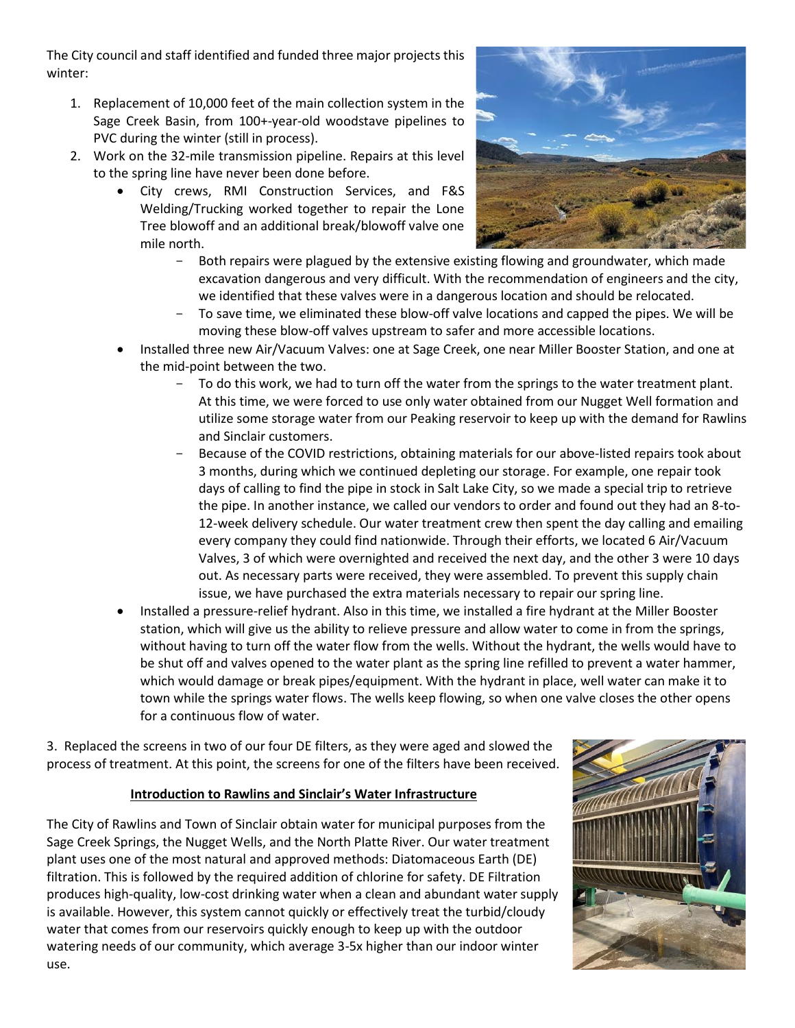The City council and staff identified and funded three major projects this winter:

1. Replacement of 10,000 feet of the main collection system in the Sage Creek Basin, from 100+-year-old woodstave pipelines to PVC during the winter (still in process).
2. Work on the 32-mile transmission pipeline. Repairs at this level to the spring line have never been done before.
   - City crews, RMI Construction Services, and F&S Welding/Trucking worked together to repair the Lone Tree blowoff and an additional break/blowoff valve one mile north.
     - Both repairs were plagued by the extensive existing flowing and groundwater, which made excavation dangerous and very difficult. With the recommendation of engineers and the city, we identified that these valves were in a dangerous location and should be relocated.
     - To save time, we eliminated these blow-off valve locations and capped the pipes. We will be moving these blow-off valves upstream to safer and more accessible locations.
   - Installed three new Air/Vacuum Valves: one at Sage Creek, one near Miller Booster Station, and one at the mid-point between the two.
     - To do this work, we had to turn off the water from the springs to the water treatment plant. At this time, we were forced to use only water obtained from our Nugget Well formation and utilize some storage water from our Peaking reservoir to keep up with the demand for Rawlins and Sinclair customers.
     - Because of the COVID restrictions, obtaining materials for our above-listed repairs took about 3 months, during which we continued depleting our storage. For example, one repair took days of calling to find the pipe in stock in Salt Lake City, so we made a special trip to retrieve the pipe. In another instance, we called our vendors to order and found out they had an 8-to-12-week delivery schedule. Our water treatment crew then spent the day calling and emailing every company they could find nationwide. Through their efforts, we located 6 Air/Vacuum Valves, 3 of which were overnighted and received the next day, and the other 3 were 10 days out. As necessary parts were received, they were assembled. To prevent this supply chain issue, we have purchased the extra materials necessary to repair our spring line.
   - Installed a pressure-relief hydrant. Also in this time, we installed a fire hydrant at the Miller Booster station, which will give us the ability to relieve pressure and allow water to come in from the springs, without having to turn off the water flow from the wells. Without the hydrant, the wells would have to be shut off and valves opened to the water plant as the spring line refilled to prevent a water hammer, which would damage or break pipes/equipment. With the hydrant in place, well water can make it to town while the springs water flows. The wells keep flowing, so when one valve closes the other opens for a continuous flow of water.

3. Replaced the screens in two of our four DE filters, as they were aged and slowed the process of treatment. At this point, the screens for one of the filters have been received.

## Introduction to Rawlins and Sinclair's Water Infrastructure

The City of Rawlins and Town of Sinclair obtain water for municipal purposes from the Sage Creek Springs, the Nugget Wells, and the North Platte River. Our water treatment plant uses one of the most natural and approved methods: Diatomaceous Earth (DE) filtration. This is followed by the required addition of chlorine for safety. DE Filtration produces high-quality, low-cost drinking water when a clean and abundant water supply is available. However, this system cannot quickly or effectively treat the turbid/cloudy water that comes from our reservoirs quickly enough to keep up with the outdoor watering needs of our community, which average 3-5x higher than our indoor winter use.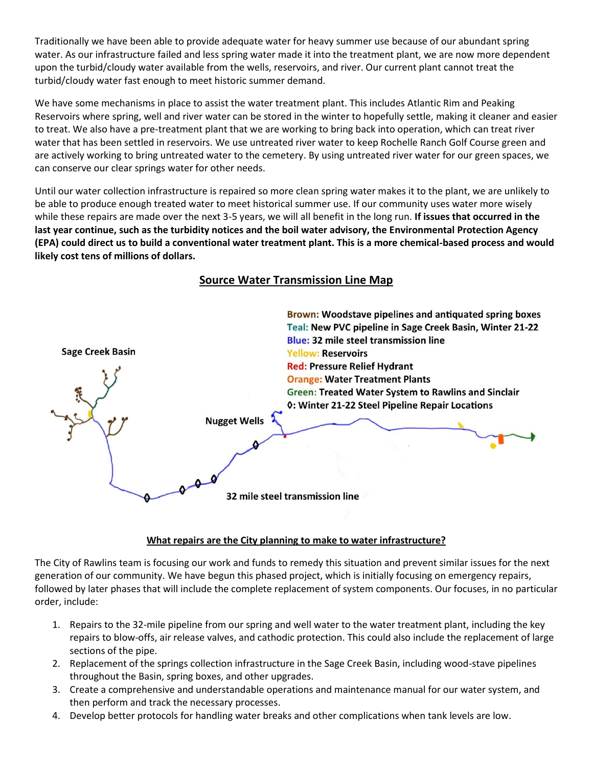Traditionally we have been able to provide adequate water for heavy summer use because of our abundant spring water. As our infrastructure failed and less spring water made it into the treatment plant, we are now more dependent upon the turbid/cloudy water available from the wells, reservoirs, and river. Our current plant cannot treat the turbid/cloudy water fast enough to meet historic summer demand.

We have some mechanisms in place to assist the water treatment plant. This includes Atlantic Rim and Peaking Reservoirs where spring, well and river water can be stored in the winter to hopefully settle, making it cleaner and easier to treat. We also have a pre-treatment plant that we are working to bring back into operation, which can treat river water that has been settled in reservoirs. We use untreated river water to keep Rochelle Ranch Golf Course green and are actively working to bring untreated water to the cemetery. By using untreated river water for our green spaces, we can conserve our clear springs water for other needs.

Until our water collection infrastructure is repaired so more clean spring water makes it to the plant, we are unlikely to be able to produce enough treated water to meet historical summer use. If our community uses water more wisely while these repairs are made over the next 3-5 years, we will all benefit in the long run. **If issues that occurred in the last year continue, such as the turbidity notices and the boil water advisory, the Environmental Protection Agency (EPA) could direct us to build a conventional water treatment plant. This is a more chemical-based process and would likely cost tens of millions of dollars.**

## Source Water Transmission Line Map

**Brown:** Woodstave pipelines and antiquated spring boxes
**Teal:** New PVC pipeline in Sage Creek Basin, Winter 21-22
**Blue:** 32 mile steel transmission line
**Yellow:** Reservoirs
**Red:** Pressure Relief Hydrant
**Orange:** Water Treatment Plants
**Green:** Treated Water System to Rawlins and Sinclair
**◊:** Winter 21-22 Steel Pipeline Repair Locations

Sage Creek Basin

Nugget Wells

32 mile steel transmission line

### What repairs are the City planning to make to water infrastructure?

The City of Rawlins team is focusing our work and funds to remedy this situation and prevent similar issues for the next generation of our community. We have begun this phased project, which is initially focusing on emergency repairs, followed by later phases that will include the complete replacement of system components. Our focuses, in no particular order, include:

1. Repairs to the 32-mile pipeline from our spring and well water to the water treatment plant, including the key repairs to blow-offs, air release valves, and cathodic protection. This could also include the replacement of large sections of the pipe.
2. Replacement of the springs collection infrastructure in the Sage Creek Basin, including wood-stave pipelines throughout the Basin, spring boxes, and other upgrades.
3. Create a comprehensive and understandable operations and maintenance manual for our water system, and then perform and track the necessary processes.
4. Develop better protocols for handling water breaks and other complications when tank levels are low.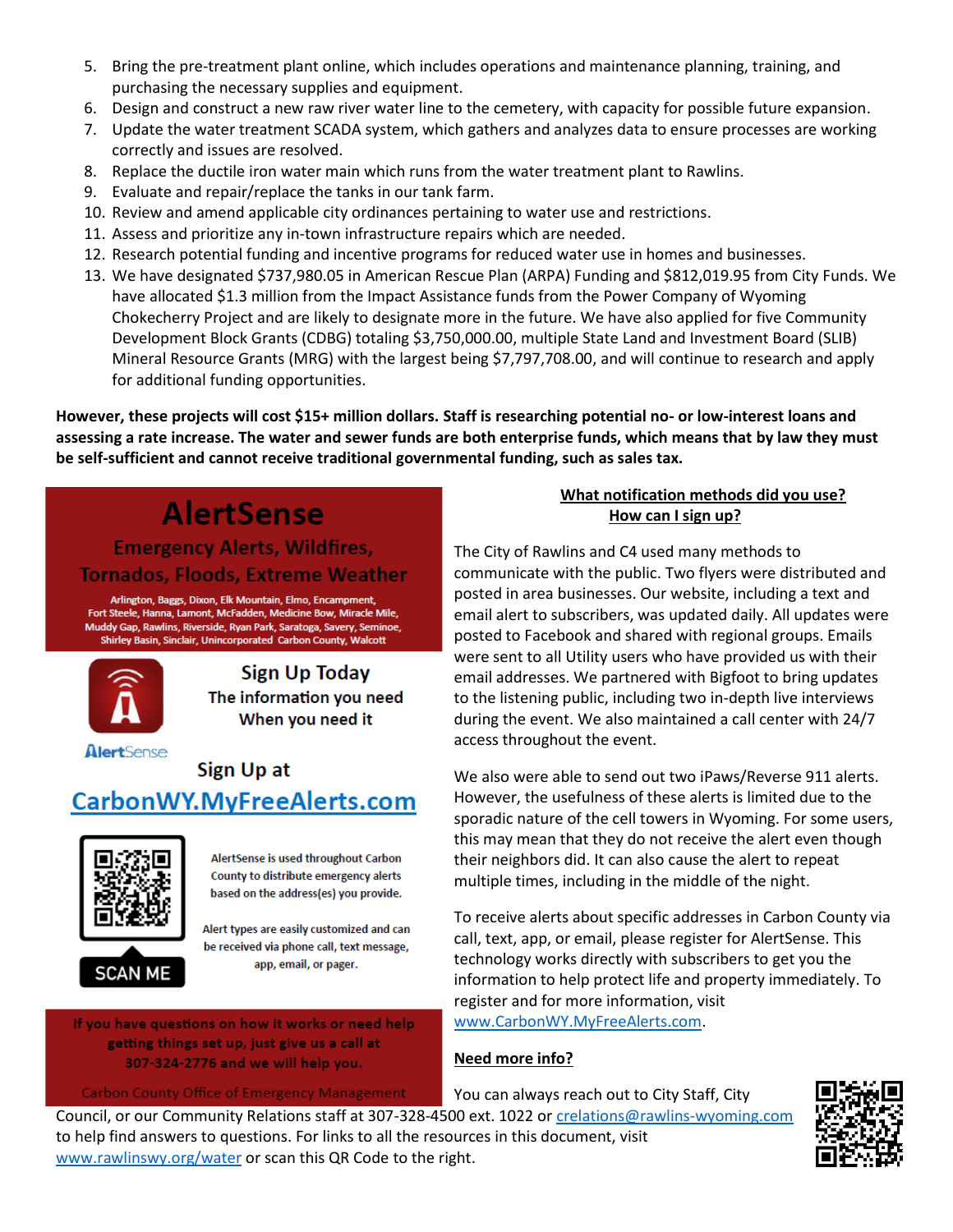5. Bring the pre-treatment plant online, which includes operations and maintenance planning, training, and purchasing the necessary supplies and equipment.
6. Design and construct a new raw river water line to the cemetery, with capacity for possible future expansion.
7. Update the water treatment SCADA system, which gathers and analyzes data to ensure processes are working correctly and issues are resolved.
8. Replace the ductile iron water main which runs from the water treatment plant to Rawlins.
9. Evaluate and repair/replace the tanks in our tank farm.
10. Review and amend applicable city ordinances pertaining to water use and restrictions.
11. Assess and prioritize any in-town infrastructure repairs which are needed.
12. Research potential funding and incentive programs for reduced water use in homes and businesses.
13. We have designated $737,980.05 in American Rescue Plan (ARPA) Funding and $812,019.95 from City Funds. We have allocated $1.3 million from the Impact Assistance funds from the Power Company of Wyoming Chokecherry Project and are likely to designate more in the future. We have also applied for five Community Development Block Grants (CDBG) totaling $3,750,000.00, multiple State Land and Investment Board (SLIB) Mineral Resource Grants (MRG) with the largest being $7,797,708.00, and will continue to research and apply for additional funding opportunities.

**However, these projects will cost $15+ million dollars. Staff is researching potential no- or low-interest loans and assessing a rate increase. The water and sewer funds are both enterprise funds, which means that by law they must be self-sufficient and cannot receive traditional governmental funding, such as sales tax.**

## AlertSense

### Emergency Alerts, Wildfires, Tornados, Floods, Extreme Weather

Arlington, Baggs, Dixon, Elk Mountain, Elmo, Encampment, Fort Steele, Hanna, Lamont, McFadden, Medicine Bow, Miracle Mile, Muddy Gap, Rawlins, Riverside, Ryan Park, Saratoga, Savery, Seminoe, Shirley Basin, Sinclair, Unincorporated Carbon County, Walcott

**Sign Up Today**

The information you need When you need it

AlertSense

Sign Up at

**CarbonWY.MyFreeAlerts.com**

SCAN ME

AlertSense is used throughout Carbon County to distribute emergency alerts based on the address(es) you provide.

Alert types are easily customized and can be received via phone call, text message, app, email, or pager.

If you have questions on how it works or need help getting things set up, just give us a call at 307-324-2776 and we will help you.

Carbon County Office of Emergency Management

**<u>What notification methods did you use? How can I sign up?</u>**

The City of Rawlins and C4 used many methods to communicate with the public. Two flyers were distributed and posted in area businesses. Our website, including a text and email alert to subscribers, was updated daily. All updates were posted to Facebook and shared with regional groups. Emails were sent to all Utility users who have provided us with their email addresses. We partnered with Bigfoot to bring updates to the listening public, including two in-depth live interviews during the event. We also maintained a call center with 24/7 access throughout the event.

We also were able to send out two iPaws/Reverse 911 alerts. However, the usefulness of these alerts is limited due to the sporadic nature of the cell towers in Wyoming. For some users, this may mean that they do not receive the alert even though their neighbors did. It can also cause the alert to repeat multiple times, including in the middle of the night.

To receive alerts about specific addresses in Carbon County via call, text, app, or email, please register for AlertSense. This technology works directly with subscribers to get you the information to help protect life and property immediately. To register and for more information, visit www.CarbonWY.MyFreeAlerts.com.

**<u>Need more info?</u>**

You can always reach out to City Staff, City Council, or our Community Relations staff at 307-328-4500 ext. 1022 or crelations@rawlins-wyoming.com to help find answers to questions. For links to all the resources in this document, visit www.rawlinswy.org/water or scan this QR Code to the right.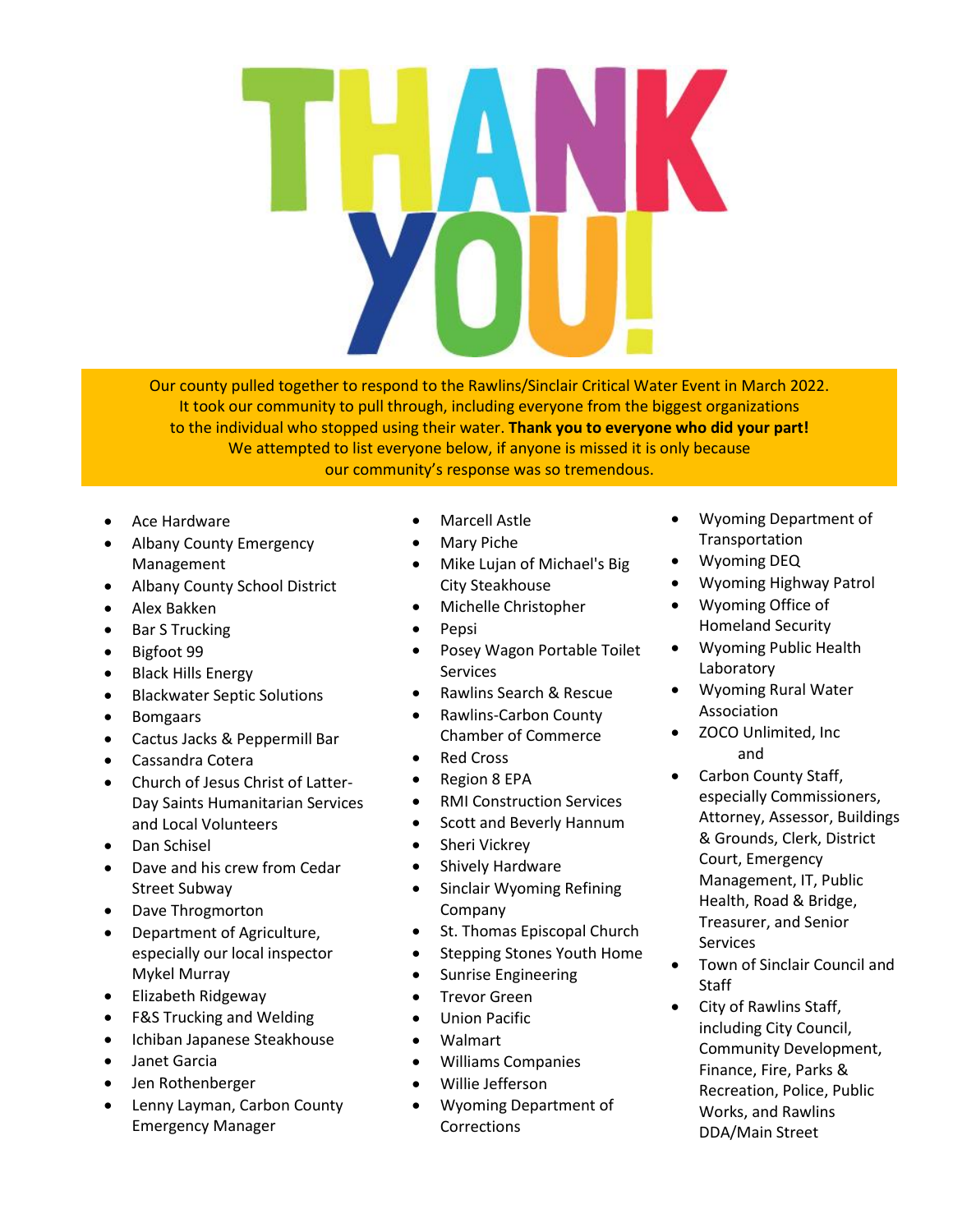# THANK YOU!

Our county pulled together to respond to the Rawlins/Sinclair Critical Water Event in March 2022. It took our community to pull through, including everyone from the biggest organizations to the individual who stopped using their water. **Thank you to everyone who did your part!** We attempted to list everyone below, if anyone is missed it is only because our community's response was so tremendous.

- Ace Hardware
- Albany County Emergency Management
- Albany County School District
- Alex Bakken
- Bar S Trucking
- Bigfoot 99
- Black Hills Energy
- Blackwater Septic Solutions
- Bomgaars
- Cactus Jacks & Peppermill Bar
- Cassandra Cotera
- Church of Jesus Christ of Latter-Day Saints Humanitarian Services and Local Volunteers
- Dan Schisel
- Dave and his crew from Cedar Street Subway
- Dave Throgmorton
- Department of Agriculture, especially our local inspector Mykel Murray
- Elizabeth Ridgeway
- F&S Trucking and Welding
- Ichiban Japanese Steakhouse
- Janet Garcia
- Jen Rothenberger
- Lenny Layman, Carbon County Emergency Manager
- Marcell Astle
- Mary Piche
- Mike Lujan of Michael's Big City Steakhouse
- Michelle Christopher
- Pepsi
- Posey Wagon Portable Toilet Services
- Rawlins Search & Rescue
- Rawlins-Carbon County Chamber of Commerce
- Red Cross
- Region 8 EPA
- RMI Construction Services
- Scott and Beverly Hannum
- Sheri Vickrey
- Shively Hardware
- Sinclair Wyoming Refining Company
- St. Thomas Episcopal Church
- Stepping Stones Youth Home
- Sunrise Engineering
- Trevor Green
- Union Pacific
- Walmart
- Williams Companies
- Willie Jefferson
- Wyoming Department of Corrections
- Wyoming Department of Transportation
- Wyoming DEQ
- Wyoming Highway Patrol
- Wyoming Office of Homeland Security
- Wyoming Public Health Laboratory
- Wyoming Rural Water Association
- ZOCO Unlimited, Inc

and

- Carbon County Staff, especially Commissioners, Attorney, Assessor, Buildings & Grounds, Clerk, District Court, Emergency Management, IT, Public Health, Road & Bridge, Treasurer, and Senior Services
- Town of Sinclair Council and Staff
- City of Rawlins Staff, including City Council, Community Development, Finance, Fire, Parks & Recreation, Police, Public Works, and Rawlins DDA/Main Street